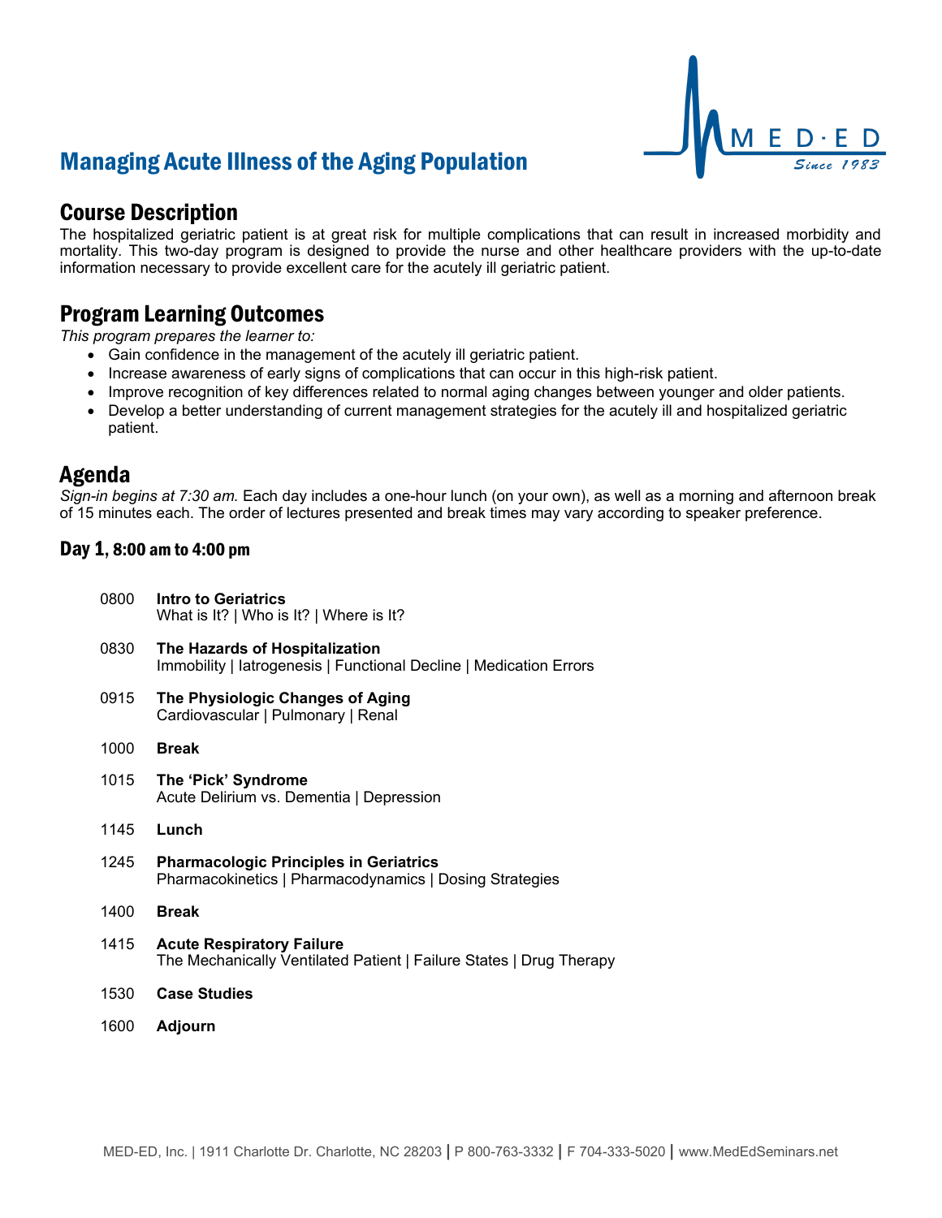# Managing Acute Illness of the Aging Population

## Course Description

The hospitalized geriatric patient is at great risk for multiple complications that can result in increased morbidity and mortality. This two-day program is designed to provide the nurse and other healthcare providers with the up-to-date information necessary to provide excellent care for the acutely ill geriatric patient.

## Program Learning Outcomes

*This program prepares the learner to:*

- Gain confidence in the management of the acutely ill geriatric patient.
- Increase awareness of early signs of complications that can occur in this high-risk patient.
- Improve recognition of key differences related to normal aging changes between younger and older patients.
- Develop a better understanding of current management strategies for the acutely ill and hospitalized geriatric patient.

## Agenda

*Sign-in begins at 7:30 am.* Each day includes a one-hour lunch (on your own), as well as a morning and afternoon break of 15 minutes each. The order of lectures presented and break times may vary according to speaker preference.

### Day 1, 8:00 am to 4:00 pm

0800 **Intro to Geriatrics**
What is It? | Who is It? | Where is It?

0830 **The Hazards of Hospitalization**
Immobility | Iatrogenesis | Functional Decline | Medication Errors

0915 **The Physiologic Changes of Aging**
Cardiovascular | Pulmonary | Renal

1000 **Break**

1015 **The 'Pick' Syndrome**
Acute Delirium vs. Dementia | Depression

1145 **Lunch**

1245 **Pharmacologic Principles in Geriatrics**
Pharmacokinetics | Pharmacodynamics | Dosing Strategies

1400 **Break**

1415 **Acute Respiratory Failure**
The Mechanically Ventilated Patient | Failure States | Drug Therapy

1530 **Case Studies**

1600 **Adjourn**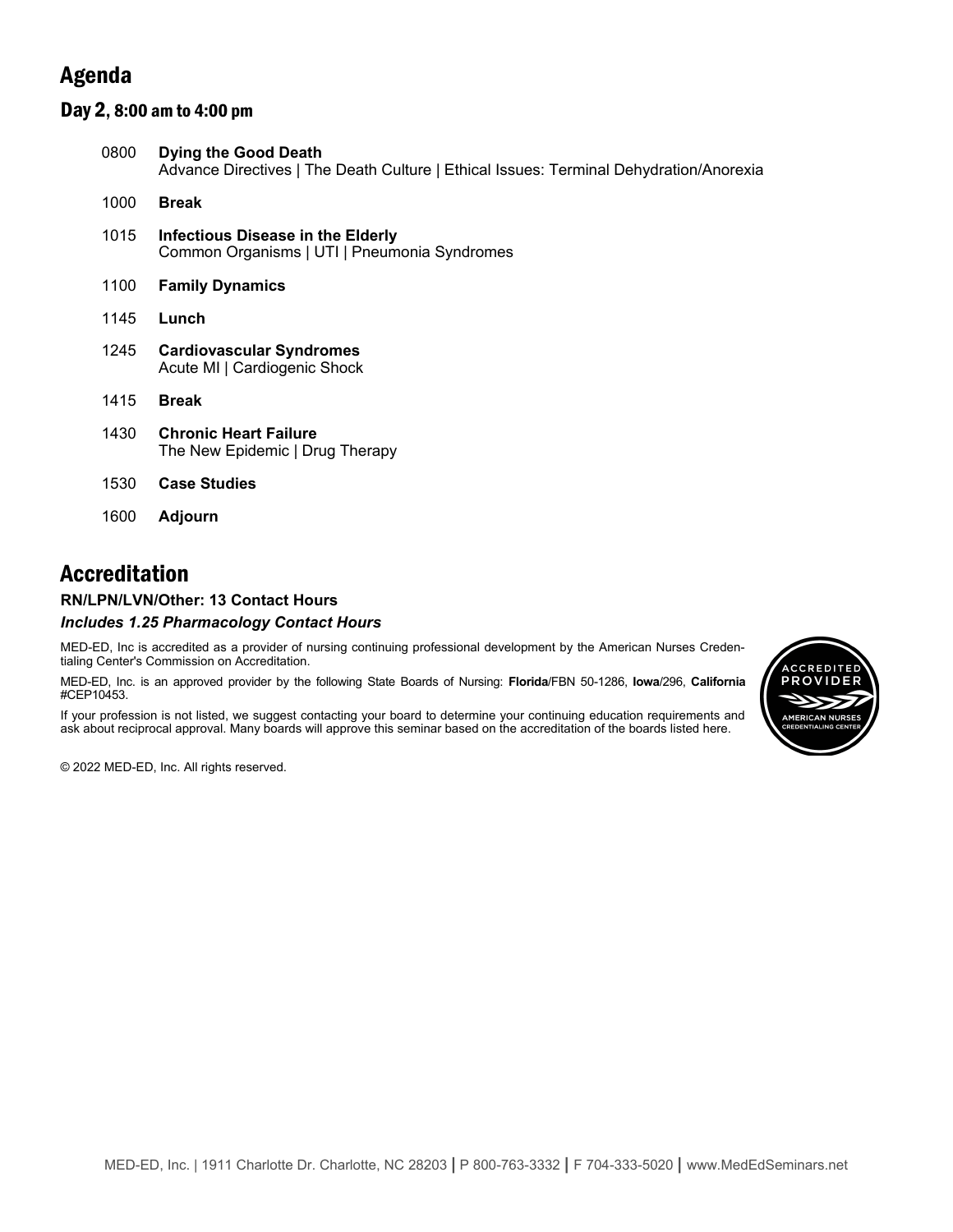# Agenda

## Day 2, 8:00 am to 4:00 pm

0800 **Dying the Good Death**
Advance Directives | The Death Culture | Ethical Issues: Terminal Dehydration/Anorexia

1000 **Break**

1015 **Infectious Disease in the Elderly**
Common Organisms | UTI | Pneumonia Syndromes

1100 **Family Dynamics**

1145 **Lunch**

1245 **Cardiovascular Syndromes**
Acute MI | Cardiogenic Shock

1415 **Break**

1430 **Chronic Heart Failure**
The New Epidemic | Drug Therapy

1530 **Case Studies**

1600 **Adjourn**

# Accreditation

**RN/LPN/LVN/Other: 13 Contact Hours**

***Includes 1.25 Pharmacology Contact Hours***

MED-ED, Inc is accredited as a provider of nursing continuing professional development by the American Nurses Credentialing Center's Commission on Accreditation.

MED-ED, Inc. is an approved provider by the following State Boards of Nursing: **Florida**/FBN 50-1286, **Iowa**/296, **California** #CEP10453.

If your profession is not listed, we suggest contacting your board to determine your continuing education requirements and ask about reciprocal approval. Many boards will approve this seminar based on the accreditation of the boards listed here.

ACCREDITED PROVIDER
AMERICAN NURSES CREDENTIALING CENTER

© 2022 MED-ED, Inc. All rights reserved.

MED-ED, Inc. | 1911 Charlotte Dr. Charlotte, NC 28203 | P 800-763-3332 | F 704-333-5020 | www.MedEdSeminars.net